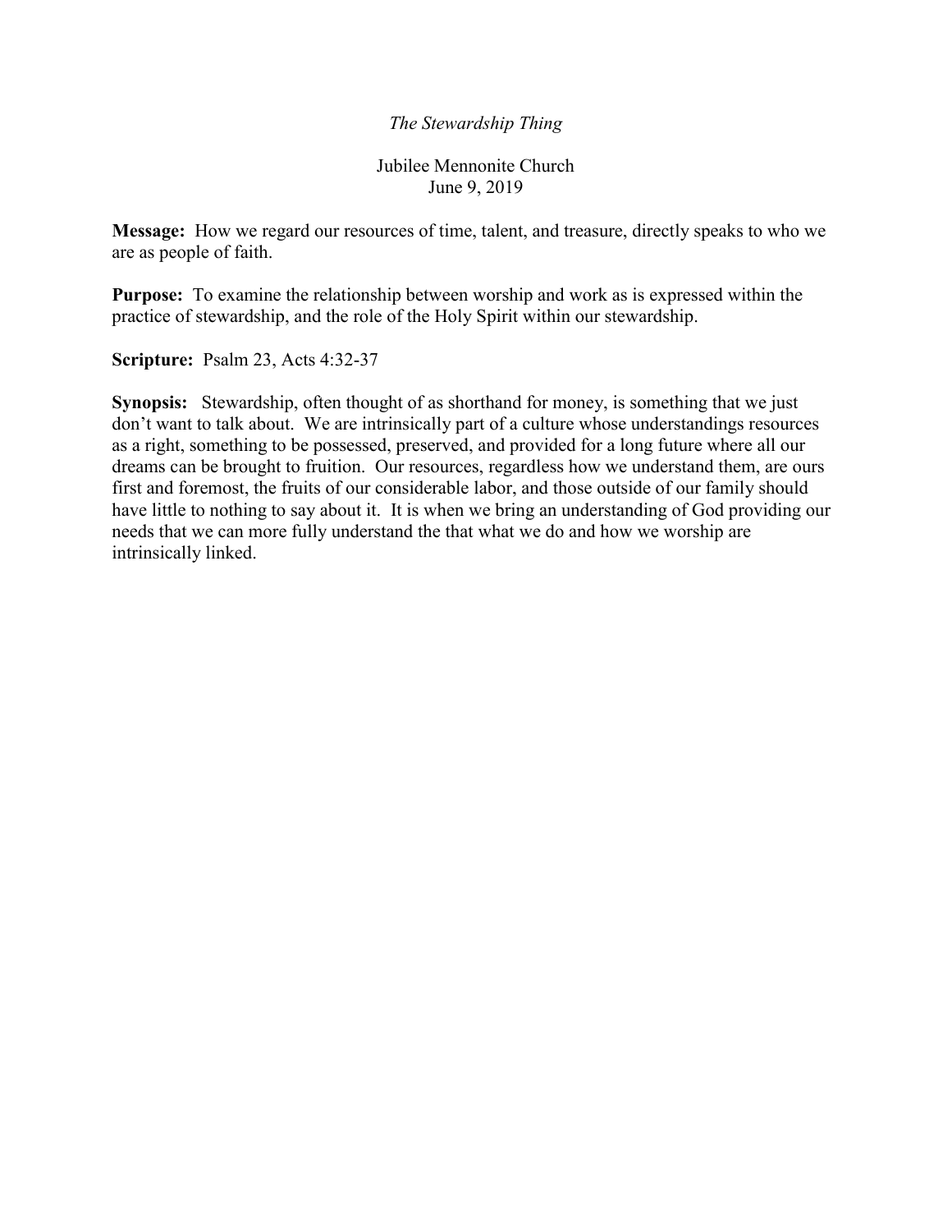*The Stewardship Thing*

Jubilee Mennonite Church
June 9, 2019

**Message:** How we regard our resources of time, talent, and treasure, directly speaks to who we are as people of faith.

**Purpose:** To examine the relationship between worship and work as is expressed within the practice of stewardship, and the role of the Holy Spirit within our stewardship.

**Scripture:** Psalm 23, Acts 4:32-37

**Synopsis:** Stewardship, often thought of as shorthand for money, is something that we just don't want to talk about. We are intrinsically part of a culture whose understandings resources as a right, something to be possessed, preserved, and provided for a long future where all our dreams can be brought to fruition. Our resources, regardless how we understand them, are ours first and foremost, the fruits of our considerable labor, and those outside of our family should have little to nothing to say about it. It is when we bring an understanding of God providing our needs that we can more fully understand the that what we do and how we worship are intrinsically linked.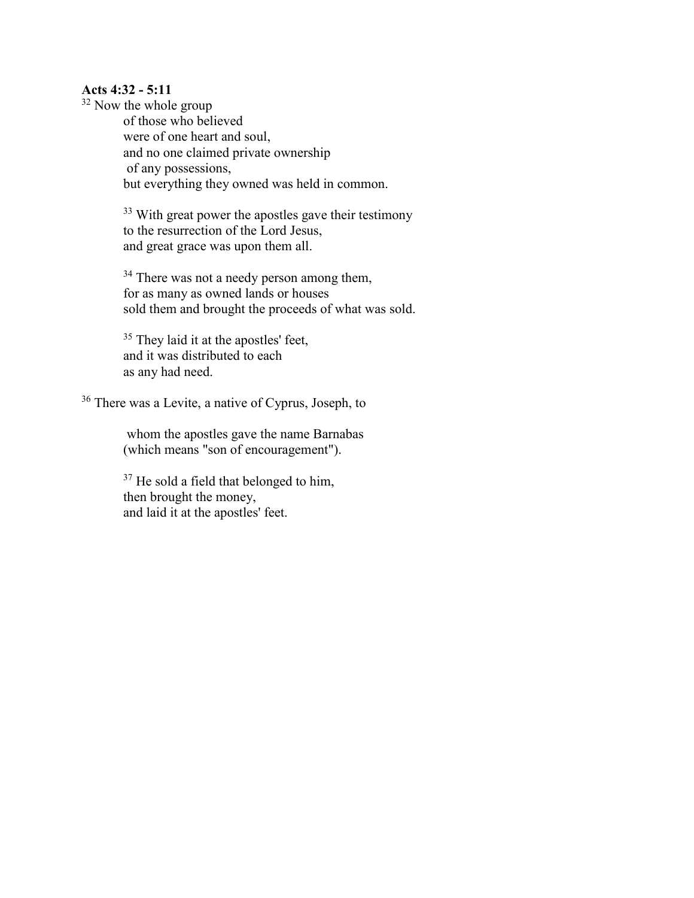**Acts 4:32 - 5:11**

[32] Now the whole group
of those who believed
were of one heart and soul,
and no one claimed private ownership
of any possessions,
but everything they owned was held in common.

[33] With great power the apostles gave their testimony
to the resurrection of the Lord Jesus,
and great grace was upon them all.

[34] There was not a needy person among them,
for as many as owned lands or houses
sold them and brought the proceeds of what was sold.

[35] They laid it at the apostles' feet,
and it was distributed to each
as any had need.

[36] There was a Levite, a native of Cyprus, Joseph, to

whom the apostles gave the name Barnabas
(which means "son of encouragement").

[37] He sold a field that belonged to him,
then brought the money,
and laid it at the apostles' feet.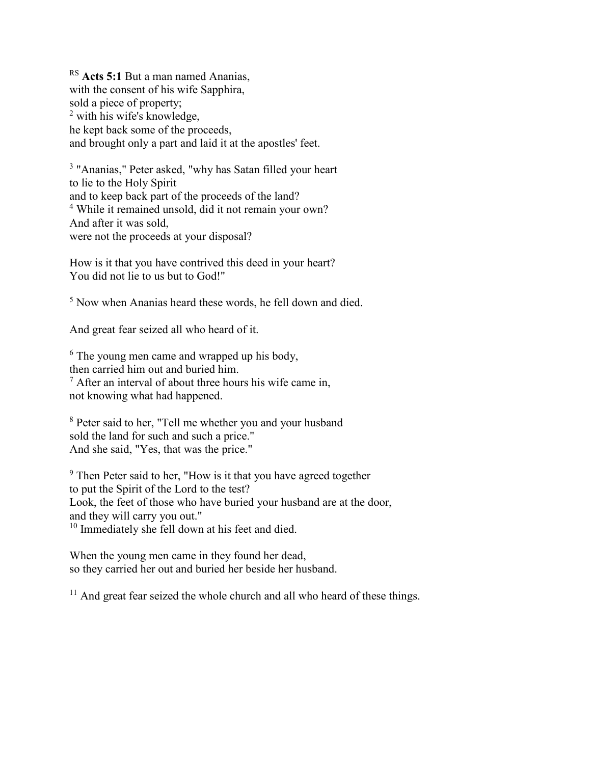[RS] **Acts 5:1** But a man named Ananias,  
with the consent of his wife Sapphira,  
sold a piece of property;  
[2] with his wife's knowledge,  
he kept back some of the proceeds,  
and brought only a part and laid it at the apostles' feet.

[3] "Ananias," Peter asked, "why has Satan filled your heart  
to lie to the Holy Spirit  
and to keep back part of the proceeds of the land?  
[4] While it remained unsold, did it not remain your own?  
And after it was sold,  
were not the proceeds at your disposal?

How is it that you have contrived this deed in your heart?  
You did not lie to us but to God!"

[5] Now when Ananias heard these words, he fell down and died.

And great fear seized all who heard of it.

[6] The young men came and wrapped up his body,  
then carried him out and buried him.  
[7] After an interval of about three hours his wife came in,  
not knowing what had happened.

[8] Peter said to her, "Tell me whether you and your husband  
sold the land for such and such a price."  
And she said, "Yes, that was the price."

[9] Then Peter said to her, "How is it that you have agreed together  
to put the Spirit of the Lord to the test?  
Look, the feet of those who have buried your husband are at the door,  
and they will carry you out."  
[10] Immediately she fell down at his feet and died.

When the young men came in they found her dead,  
so they carried her out and buried her beside her husband.

[11] And great fear seized the whole church and all who heard of these things.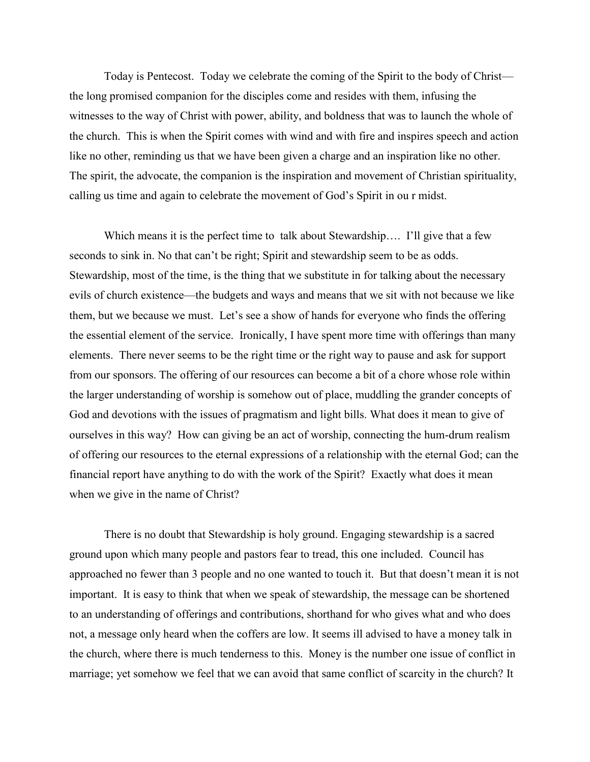Today is Pentecost. Today we celebrate the coming of the Spirit to the body of Christ—the long promised companion for the disciples come and resides with them, infusing the witnesses to the way of Christ with power, ability, and boldness that was to launch the whole of the church. This is when the Spirit comes with wind and with fire and inspires speech and action like no other, reminding us that we have been given a charge and an inspiration like no other. The spirit, the advocate, the companion is the inspiration and movement of Christian spirituality, calling us time and again to celebrate the movement of God's Spirit in ou r midst.

Which means it is the perfect time to talk about Stewardship…. I'll give that a few seconds to sink in. No that can't be right; Spirit and stewardship seem to be as odds. Stewardship, most of the time, is the thing that we substitute in for talking about the necessary evils of church existence—the budgets and ways and means that we sit with not because we like them, but we because we must. Let's see a show of hands for everyone who finds the offering the essential element of the service. Ironically, I have spent more time with offerings than many elements. There never seems to be the right time or the right way to pause and ask for support from our sponsors. The offering of our resources can become a bit of a chore whose role within the larger understanding of worship is somehow out of place, muddling the grander concepts of God and devotions with the issues of pragmatism and light bills. What does it mean to give of ourselves in this way? How can giving be an act of worship, connecting the hum-drum realism of offering our resources to the eternal expressions of a relationship with the eternal God; can the financial report have anything to do with the work of the Spirit? Exactly what does it mean when we give in the name of Christ?

There is no doubt that Stewardship is holy ground. Engaging stewardship is a sacred ground upon which many people and pastors fear to tread, this one included. Council has approached no fewer than 3 people and no one wanted to touch it. But that doesn't mean it is not important. It is easy to think that when we speak of stewardship, the message can be shortened to an understanding of offerings and contributions, shorthand for who gives what and who does not, a message only heard when the coffers are low. It seems ill advised to have a money talk in the church, where there is much tenderness to this. Money is the number one issue of conflict in marriage; yet somehow we feel that we can avoid that same conflict of scarcity in the church? It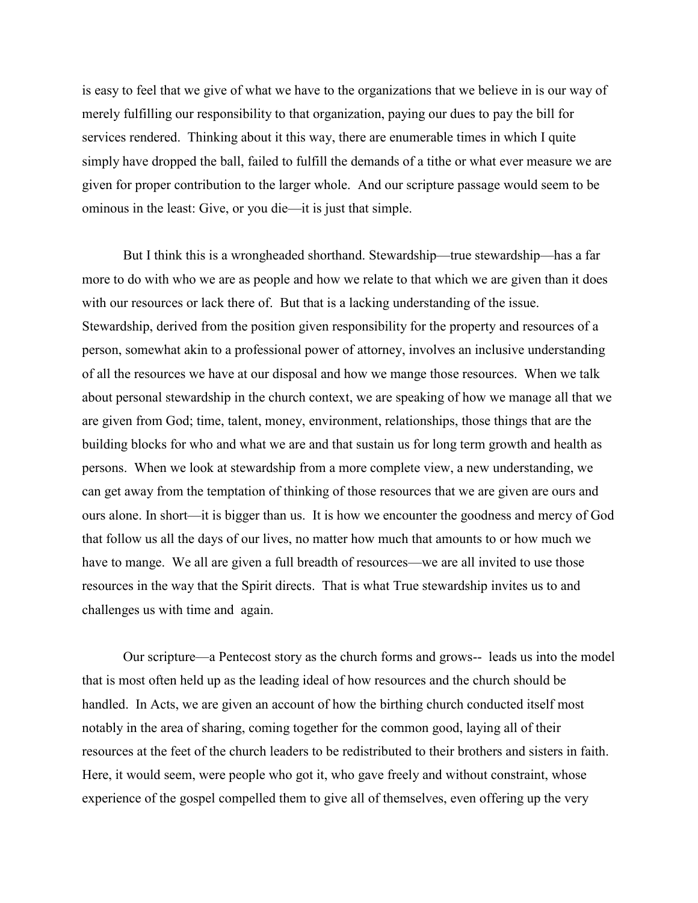is easy to feel that we give of what we have to the organizations that we believe in is our way of merely fulfilling our responsibility to that organization, paying our dues to pay the bill for services rendered. Thinking about it this way, there are enumerable times in which I quite simply have dropped the ball, failed to fulfill the demands of a tithe or what ever measure we are given for proper contribution to the larger whole. And our scripture passage would seem to be ominous in the least: Give, or you die—it is just that simple.

But I think this is a wrongheaded shorthand. Stewardship—true stewardship—has a far more to do with who we are as people and how we relate to that which we are given than it does with our resources or lack there of. But that is a lacking understanding of the issue. Stewardship, derived from the position given responsibility for the property and resources of a person, somewhat akin to a professional power of attorney, involves an inclusive understanding of all the resources we have at our disposal and how we mange those resources. When we talk about personal stewardship in the church context, we are speaking of how we manage all that we are given from God; time, talent, money, environment, relationships, those things that are the building blocks for who and what we are and that sustain us for long term growth and health as persons. When we look at stewardship from a more complete view, a new understanding, we can get away from the temptation of thinking of those resources that we are given are ours and ours alone. In short—it is bigger than us. It is how we encounter the goodness and mercy of God that follow us all the days of our lives, no matter how much that amounts to or how much we have to mange. We all are given a full breadth of resources—we are all invited to use those resources in the way that the Spirit directs. That is what True stewardship invites us to and challenges us with time and again.

Our scripture—a Pentecost story as the church forms and grows-- leads us into the model that is most often held up as the leading ideal of how resources and the church should be handled. In Acts, we are given an account of how the birthing church conducted itself most notably in the area of sharing, coming together for the common good, laying all of their resources at the feet of the church leaders to be redistributed to their brothers and sisters in faith. Here, it would seem, were people who got it, who gave freely and without constraint, whose experience of the gospel compelled them to give all of themselves, even offering up the very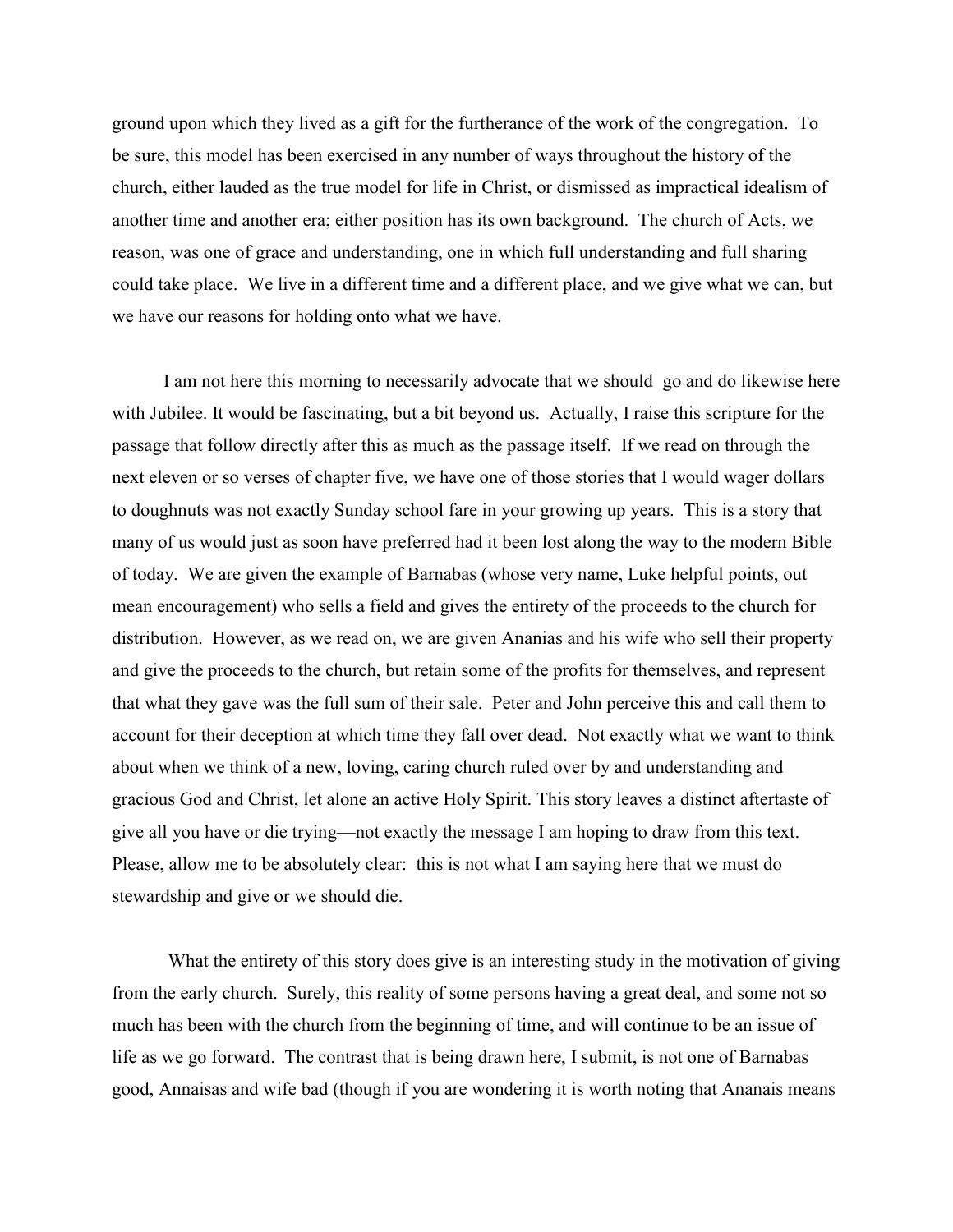ground upon which they lived as a gift for the furtherance of the work of the congregation. To be sure, this model has been exercised in any number of ways throughout the history of the church, either lauded as the true model for life in Christ, or dismissed as impractical idealism of another time and another era; either position has its own background. The church of Acts, we reason, was one of grace and understanding, one in which full understanding and full sharing could take place. We live in a different time and a different place, and we give what we can, but we have our reasons for holding onto what we have.

I am not here this morning to necessarily advocate that we should go and do likewise here with Jubilee. It would be fascinating, but a bit beyond us. Actually, I raise this scripture for the passage that follow directly after this as much as the passage itself. If we read on through the next eleven or so verses of chapter five, we have one of those stories that I would wager dollars to doughnuts was not exactly Sunday school fare in your growing up years. This is a story that many of us would just as soon have preferred had it been lost along the way to the modern Bible of today. We are given the example of Barnabas (whose very name, Luke helpful points, out mean encouragement) who sells a field and gives the entirety of the proceeds to the church for distribution. However, as we read on, we are given Ananias and his wife who sell their property and give the proceeds to the church, but retain some of the profits for themselves, and represent that what they gave was the full sum of their sale. Peter and John perceive this and call them to account for their deception at which time they fall over dead. Not exactly what we want to think about when we think of a new, loving, caring church ruled over by and understanding and gracious God and Christ, let alone an active Holy Spirit. This story leaves a distinct aftertaste of give all you have or die trying—not exactly the message I am hoping to draw from this text. Please, allow me to be absolutely clear: this is not what I am saying here that we must do stewardship and give or we should die.

What the entirety of this story does give is an interesting study in the motivation of giving from the early church. Surely, this reality of some persons having a great deal, and some not so much has been with the church from the beginning of time, and will continue to be an issue of life as we go forward. The contrast that is being drawn here, I submit, is not one of Barnabas good, Annaisas and wife bad (though if you are wondering it is worth noting that Ananais means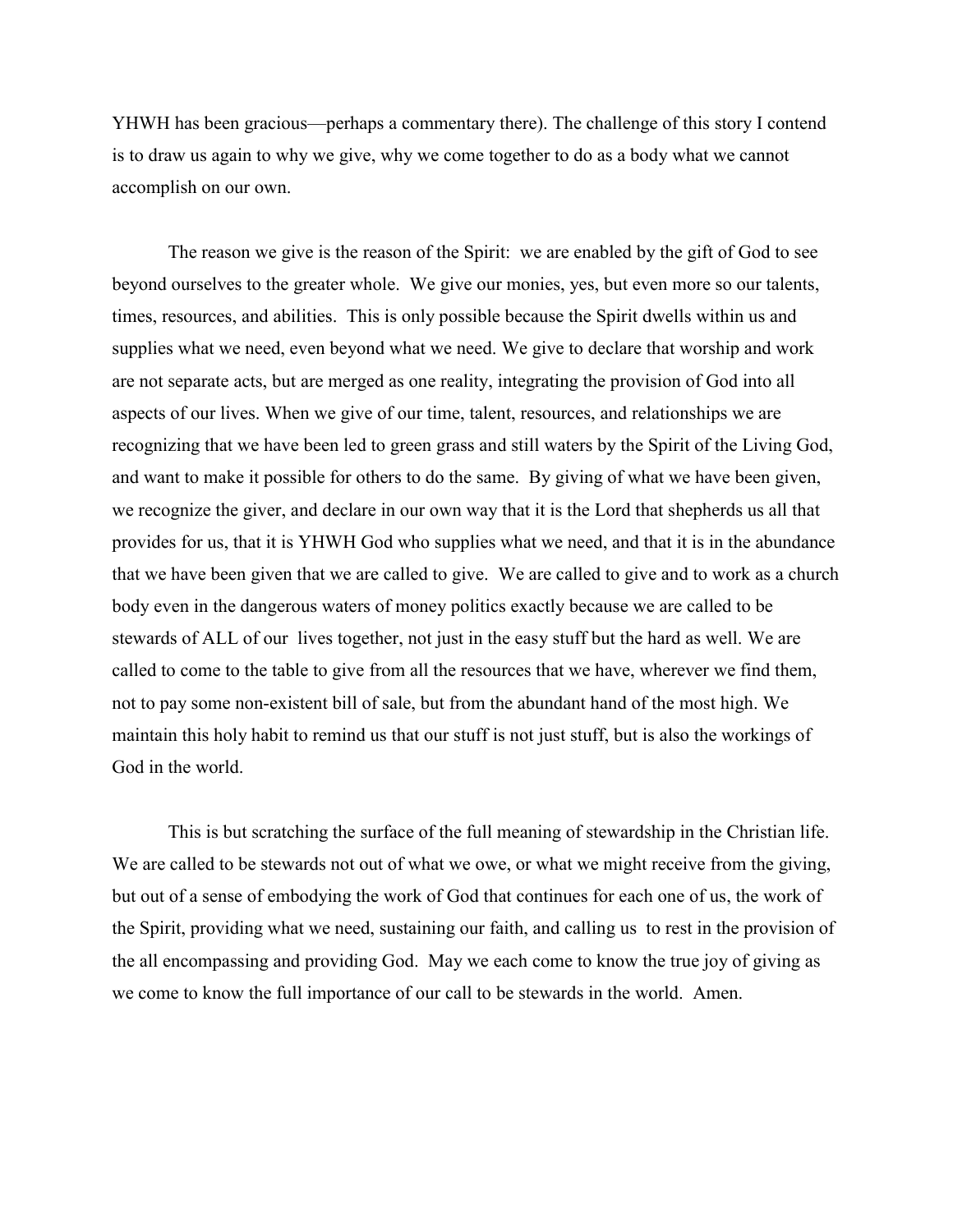YHWH has been gracious—perhaps a commentary there). The challenge of this story I contend is to draw us again to why we give, why we come together to do as a body what we cannot accomplish on our own.

The reason we give is the reason of the Spirit: we are enabled by the gift of God to see beyond ourselves to the greater whole. We give our monies, yes, but even more so our talents, times, resources, and abilities. This is only possible because the Spirit dwells within us and supplies what we need, even beyond what we need. We give to declare that worship and work are not separate acts, but are merged as one reality, integrating the provision of God into all aspects of our lives. When we give of our time, talent, resources, and relationships we are recognizing that we have been led to green grass and still waters by the Spirit of the Living God, and want to make it possible for others to do the same. By giving of what we have been given, we recognize the giver, and declare in our own way that it is the Lord that shepherds us all that provides for us, that it is YHWH God who supplies what we need, and that it is in the abundance that we have been given that we are called to give. We are called to give and to work as a church body even in the dangerous waters of money politics exactly because we are called to be stewards of ALL of our lives together, not just in the easy stuff but the hard as well. We are called to come to the table to give from all the resources that we have, wherever we find them, not to pay some non-existent bill of sale, but from the abundant hand of the most high. We maintain this holy habit to remind us that our stuff is not just stuff, but is also the workings of God in the world.

This is but scratching the surface of the full meaning of stewardship in the Christian life. We are called to be stewards not out of what we owe, or what we might receive from the giving, but out of a sense of embodying the work of God that continues for each one of us, the work of the Spirit, providing what we need, sustaining our faith, and calling us to rest in the provision of the all encompassing and providing God. May we each come to know the true joy of giving as we come to know the full importance of our call to be stewards in the world. Amen.